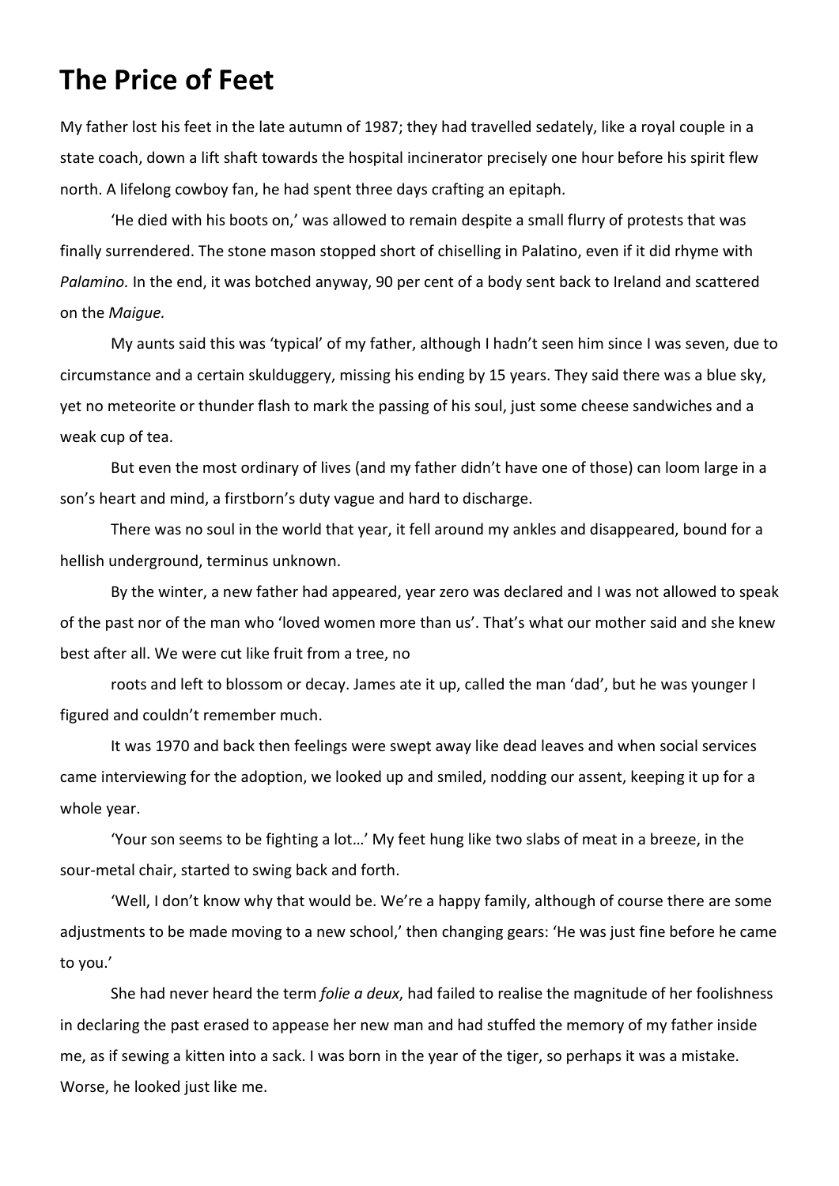# The Price of Feet

My father lost his feet in the late autumn of 1987; they had travelled sedately, like a royal couple in a state coach, down a lift shaft towards the hospital incinerator precisely one hour before his spirit flew north. A lifelong cowboy fan, he had spent three days crafting an epitaph.

'He died with his boots on,' was allowed to remain despite a small flurry of protests that was finally surrendered. The stone mason stopped short of chiselling in Palatino, even if it did rhyme with *Palamino.* In the end, it was botched anyway, 90 per cent of a body sent back to Ireland and scattered on the *Maigue.*

My aunts said this was 'typical' of my father, although I hadn't seen him since I was seven, due to circumstance and a certain skulduggery, missing his ending by 15 years. They said there was a blue sky, yet no meteorite or thunder flash to mark the passing of his soul, just some cheese sandwiches and a weak cup of tea.

But even the most ordinary of lives (and my father didn't have one of those) can loom large in a son's heart and mind, a firstborn's duty vague and hard to discharge.

There was no soul in the world that year, it fell around my ankles and disappeared, bound for a hellish underground, terminus unknown.

By the winter, a new father had appeared, year zero was declared and I was not allowed to speak of the past nor of the man who 'loved women more than us'. That's what our mother said and she knew best after all. We were cut like fruit from a tree, no

roots and left to blossom or decay. James ate it up, called the man 'dad', but he was younger I figured and couldn't remember much.

It was 1970 and back then feelings were swept away like dead leaves and when social services came interviewing for the adoption, we looked up and smiled, nodding our assent, keeping it up for a whole year.

'Your son seems to be fighting a lot…' My feet hung like two slabs of meat in a breeze, in the sour-metal chair, started to swing back and forth.

'Well, I don't know why that would be. We're a happy family, although of course there are some adjustments to be made moving to a new school,' then changing gears: 'He was just fine before he came to you.'

She had never heard the term *folie a deux,* had failed to realise the magnitude of her foolishness in declaring the past erased to appease her new man and had stuffed the memory of my father inside me, as if sewing a kitten into a sack. I was born in the year of the tiger, so perhaps it was a mistake. Worse, he looked just like me.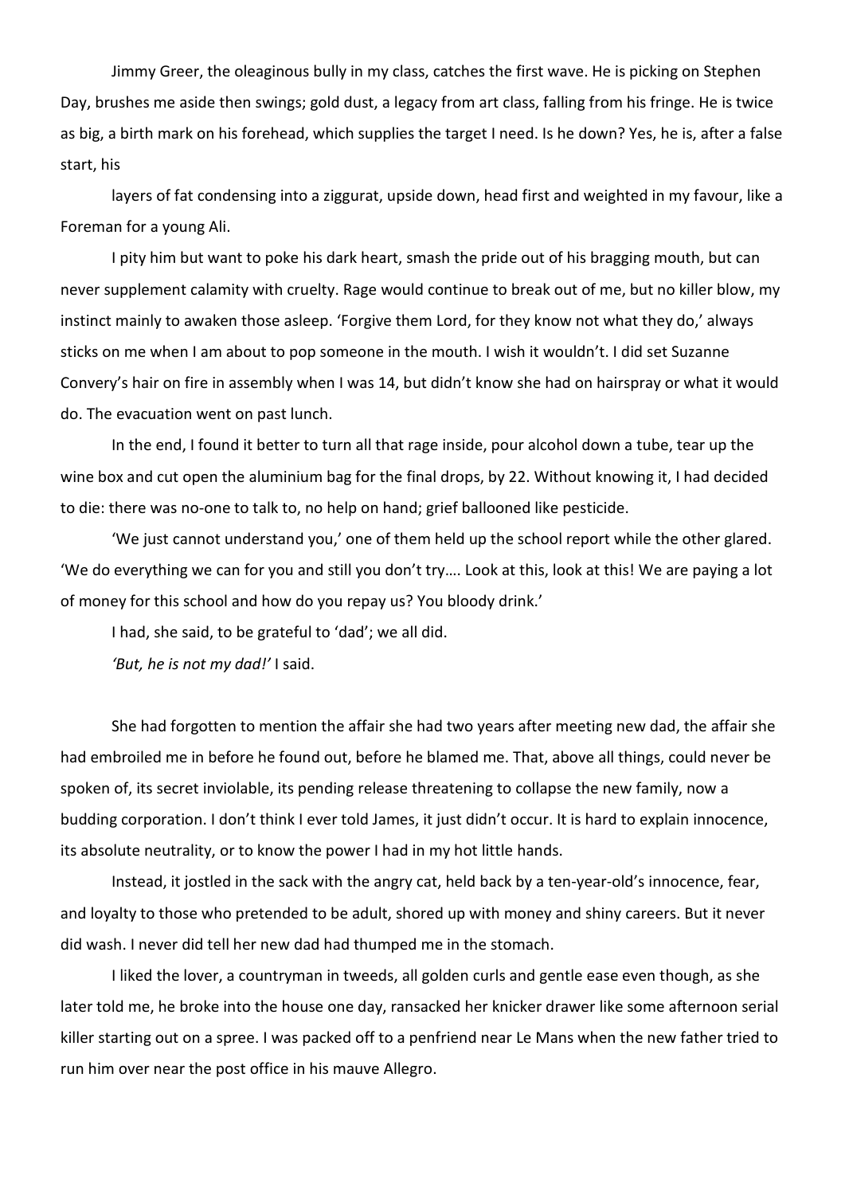Jimmy Greer, the oleaginous bully in my class, catches the first wave. He is picking on Stephen Day, brushes me aside then swings; gold dust, a legacy from art class, falling from his fringe. He is twice as big, a birth mark on his forehead, which supplies the target I need. Is he down? Yes, he is, after a false start, his

layers of fat condensing into a ziggurat, upside down, head first and weighted in my favour, like a Foreman for a young Ali.

I pity him but want to poke his dark heart, smash the pride out of his bragging mouth, but can never supplement calamity with cruelty. Rage would continue to break out of me, but no killer blow, my instinct mainly to awaken those asleep. 'Forgive them Lord, for they know not what they do,' always sticks on me when I am about to pop someone in the mouth. I wish it wouldn't. I did set Suzanne Convery's hair on fire in assembly when I was 14, but didn't know she had on hairspray or what it would do. The evacuation went on past lunch.

In the end, I found it better to turn all that rage inside, pour alcohol down a tube, tear up the wine box and cut open the aluminium bag for the final drops, by 22. Without knowing it, I had decided to die: there was no-one to talk to, no help on hand; grief ballooned like pesticide.

'We just cannot understand you,' one of them held up the school report while the other glared. 'We do everything we can for you and still you don't try…. Look at this, look at this! We are paying a lot of money for this school and how do you repay us? You bloody drink.'

I had, she said, to be grateful to 'dad'; we all did.

*'But, he is not my dad!'* I said.

She had forgotten to mention the affair she had two years after meeting new dad, the affair she had embroiled me in before he found out, before he blamed me. That, above all things, could never be spoken of, its secret inviolable, its pending release threatening to collapse the new family, now a budding corporation. I don't think I ever told James, it just didn't occur. It is hard to explain innocence, its absolute neutrality, or to know the power I had in my hot little hands.

Instead, it jostled in the sack with the angry cat, held back by a ten-year-old's innocence, fear, and loyalty to those who pretended to be adult, shored up with money and shiny careers. But it never did wash. I never did tell her new dad had thumped me in the stomach.

I liked the lover, a countryman in tweeds, all golden curls and gentle ease even though, as she later told me, he broke into the house one day, ransacked her knicker drawer like some afternoon serial killer starting out on a spree. I was packed off to a penfriend near Le Mans when the new father tried to run him over near the post office in his mauve Allegro.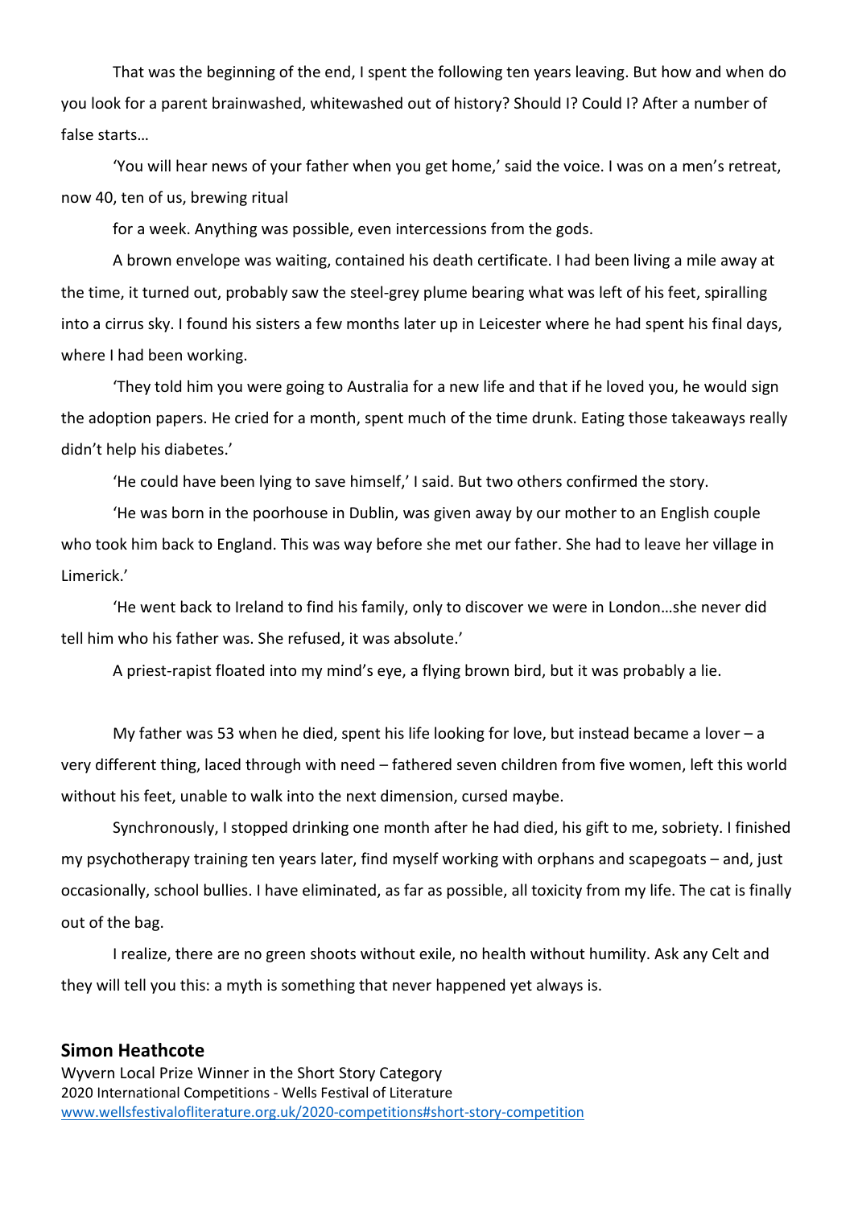That was the beginning of the end, I spent the following ten years leaving. But how and when do you look for a parent brainwashed, whitewashed out of history? Should I? Could I? After a number of false starts…

'You will hear news of your father when you get home,' said the voice. I was on a men's retreat, now 40, ten of us, brewing ritual

for a week. Anything was possible, even intercessions from the gods.

A brown envelope was waiting, contained his death certificate. I had been living a mile away at the time, it turned out, probably saw the steel-grey plume bearing what was left of his feet, spiralling into a cirrus sky. I found his sisters a few months later up in Leicester where he had spent his final days, where I had been working.

'They told him you were going to Australia for a new life and that if he loved you, he would sign the adoption papers. He cried for a month, spent much of the time drunk. Eating those takeaways really didn't help his diabetes.'

'He could have been lying to save himself,' I said. But two others confirmed the story.

'He was born in the poorhouse in Dublin, was given away by our mother to an English couple who took him back to England. This was way before she met our father. She had to leave her village in Limerick.'

'He went back to Ireland to find his family, only to discover we were in London…she never did tell him who his father was. She refused, it was absolute.'

A priest-rapist floated into my mind's eye, a flying brown bird, but it was probably a lie.

My father was 53 when he died, spent his life looking for love, but instead became a lover – a very different thing, laced through with need – fathered seven children from five women, left this world without his feet, unable to walk into the next dimension, cursed maybe.

Synchronously, I stopped drinking one month after he had died, his gift to me, sobriety. I finished my psychotherapy training ten years later, find myself working with orphans and scapegoats – and, just occasionally, school bullies. I have eliminated, as far as possible, all toxicity from my life. The cat is finally out of the bag.

I realize, there are no green shoots without exile, no health without humility. Ask any Celt and they will tell you this: a myth is something that never happened yet always is.

**Simon Heathcote**

Wyvern Local Prize Winner in the Short Story Category
2020 International Competitions - Wells Festival of Literature
[www.wellsfestivalofliterature.org.uk/2020-competitions#short-story-competition](www.wellsfestivalofliterature.org.uk/2020-competitions#short-story-competition)